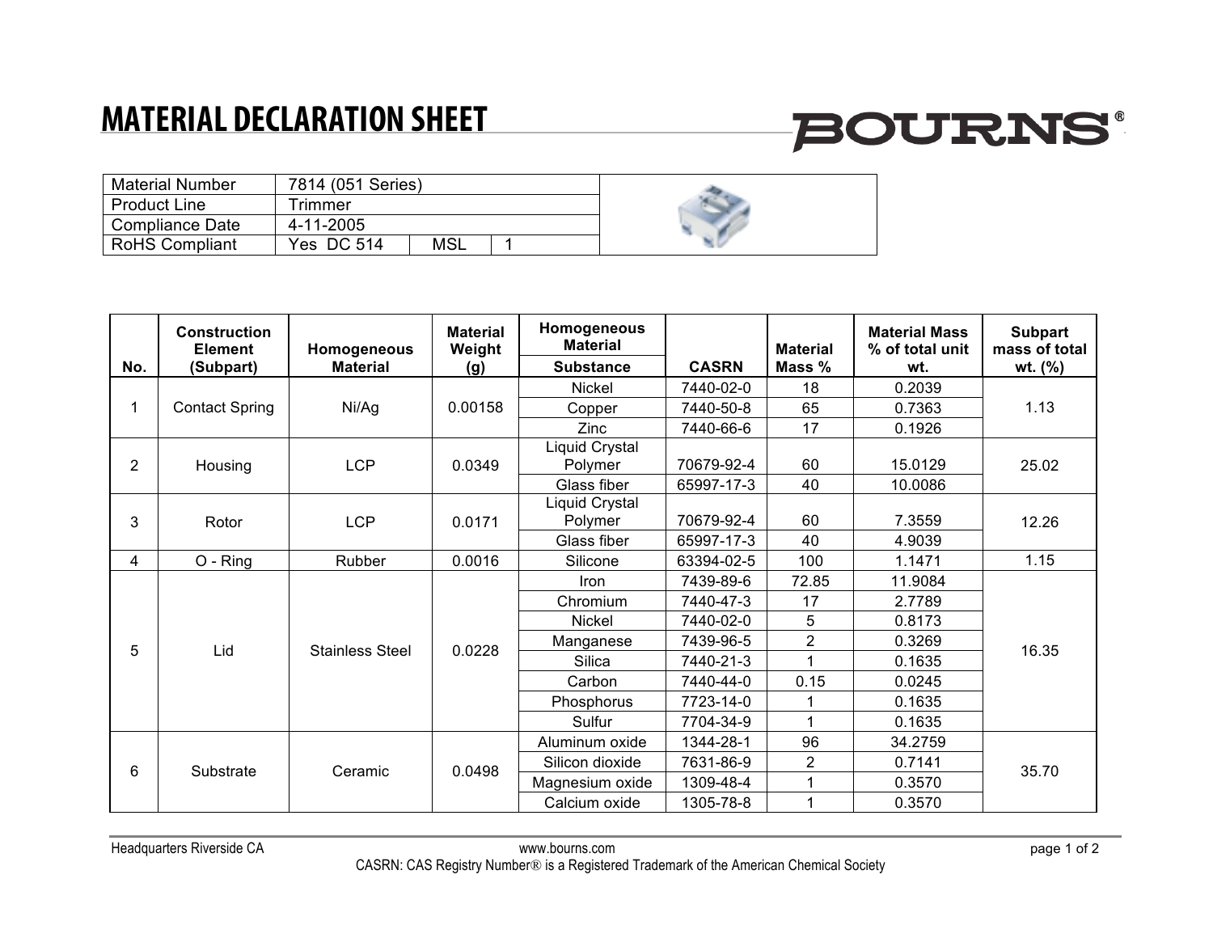# MATERIAL DECLARATION SHEET

BOURNS®

| | |
|---|---|
| Material Number | 7814 (051 Series) |
| Product Line | Trimmer |
| Compliance Date | 4-11-2005 |
| RoHS Compliant | Yes DC 514 MSL 1 |

| No. | Construction Element (Subpart) | Homogeneous Material | Material Weight (g) | Homogeneous Material Substance | CASRN | Material Mass % | Material Mass % of total unit wt. | Subpart mass of total wt. (%) |
|---|---|---|---|---|---|---|---|---|
| 1 | Contact Spring | Ni/Ag | 0.00158 | Nickel | 7440-02-0 | 18 | 0.2039 | 1.13 |
| | | | | Copper | 7440-50-8 | 65 | 0.7363 | |
| | | | | Zinc | 7440-66-6 | 17 | 0.1926 | |
| 2 | Housing | LCP | 0.0349 | Liquid Crystal Polymer | 70679-92-4 | 60 | 15.0129 | 25.02 |
| | | | | Glass fiber | 65997-17-3 | 40 | 10.0086 | |
| 3 | Rotor | LCP | 0.0171 | Liquid Crystal Polymer | 70679-92-4 | 60 | 7.3559 | 12.26 |
| | | | | Glass fiber | 65997-17-3 | 40 | 4.9039 | |
| 4 | O - Ring | Rubber | 0.0016 | Silicone | 63394-02-5 | 100 | 1.1471 | 1.15 |
| 5 | Lid | Stainless Steel | 0.0228 | Iron | 7439-89-6 | 72.85 | 11.9084 | 16.35 |
| | | | | Chromium | 7440-47-3 | 17 | 2.7789 | |
| | | | | Nickel | 7440-02-0 | 5 | 0.8173 | |
| | | | | Manganese | 7439-96-5 | 2 | 0.3269 | |
| | | | | Silica | 7440-21-3 | 1 | 0.1635 | |
| | | | | Carbon | 7440-44-0 | 0.15 | 0.0245 | |
| | | | | Phosphorus | 7723-14-0 | 1 | 0.1635 | |
| | | | | Sulfur | 7704-34-9 | 1 | 0.1635 | |
| 6 | Substrate | Ceramic | 0.0498 | Aluminum oxide | 1344-28-1 | 96 | 34.2759 | 35.70 |
| | | | | Silicon dioxide | 7631-86-9 | 2 | 0.7141 | |
| | | | | Magnesium oxide | 1309-48-4 | 1 | 0.3570 | |
| | | | | Calcium oxide | 1305-78-8 | 1 | 0.3570 | |

Headquarters Riverside CA | www.bourns.com

CASRN: CAS Registry Number® is a Registered Trademark of the American Chemical Society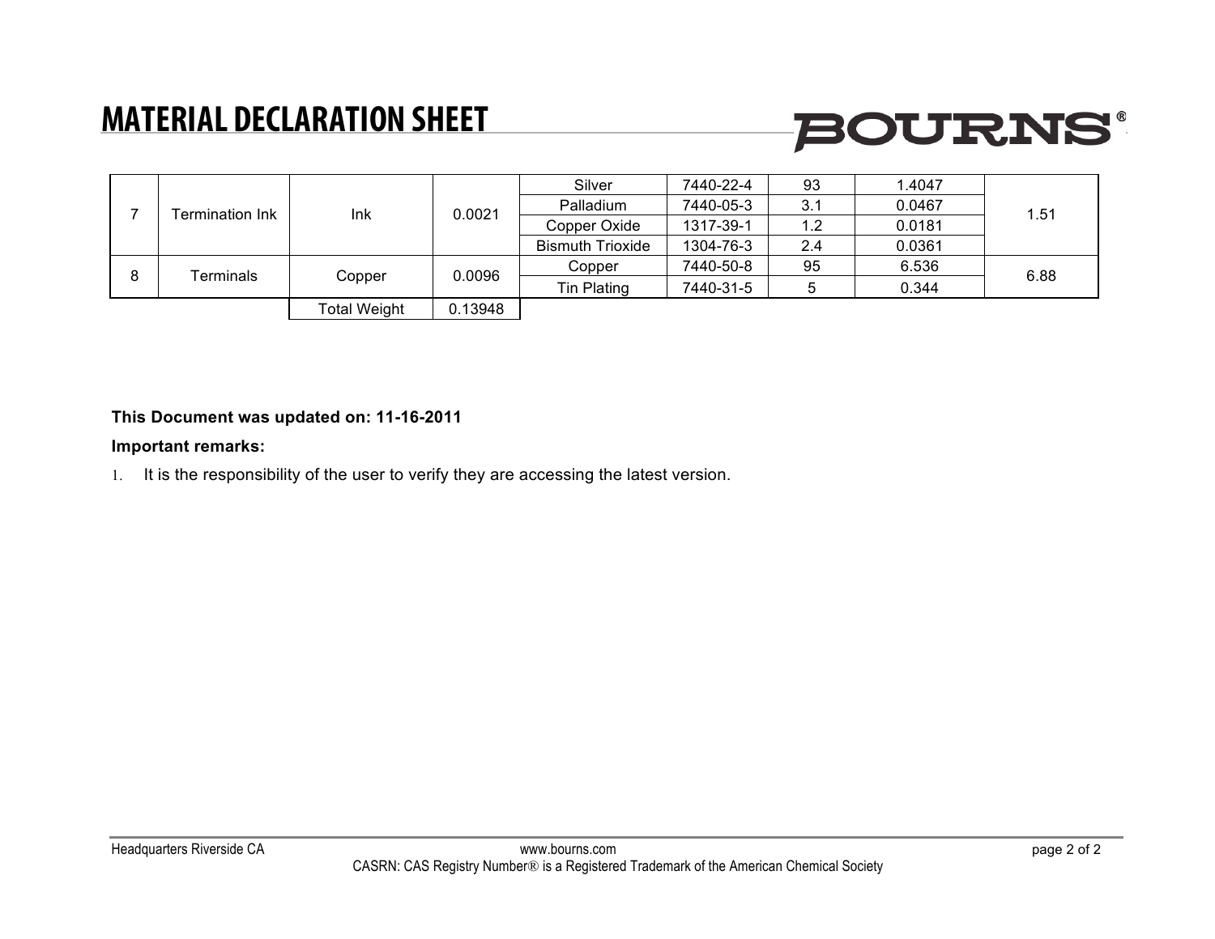# MATERIAL DECLARATION SHEET

| | | | | | | | | |
|---|---|---|---|---|---|---|---|---|
| 7 | Termination Ink | Ink | 0.0021 | Silver | 7440-22-4 | 93 | 1.4047 | 1.51 |
| | | | | Palladium | 7440-05-3 | 3.1 | 0.0467 | |
| | | | | Copper Oxide | 1317-39-1 | 1.2 | 0.0181 | |
| | | | | Bismuth Trioxide | 1304-76-3 | 2.4 | 0.0361 | |
| 8 | Terminals | Copper | 0.0096 | Copper | 7440-50-8 | 95 | 6.536 | 6.88 |
| | | | | Tin Plating | 7440-31-5 | 5 | 0.344 | |
| | | Total Weight | 0.13948 | | | | | |

**This Document was updated on: 11-16-2011**

**Important remarks:**

1. It is the responsibility of the user to verify they are accessing the latest version.

Headquarters Riverside CA www.bourns.com

CASRN: CAS Registry Number® is a Registered Trademark of the American Chemical Society